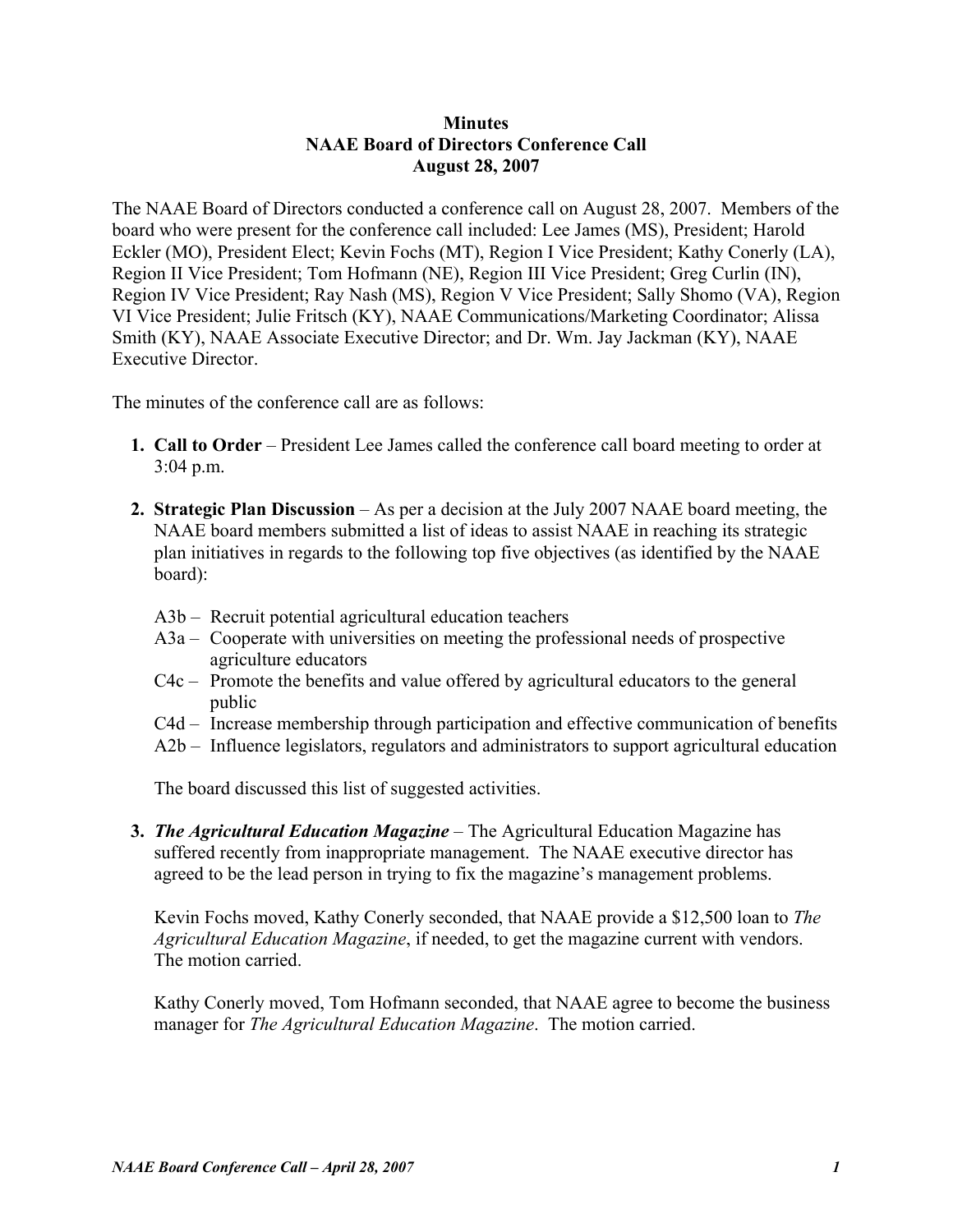**Minutes**
**NAAE Board of Directors Conference Call**
**August 28, 2007**

The NAAE Board of Directors conducted a conference call on August 28, 2007. Members of the board who were present for the conference call included: Lee James (MS), President; Harold Eckler (MO), President Elect; Kevin Fochs (MT), Region I Vice President; Kathy Conerly (LA), Region II Vice President; Tom Hofmann (NE), Region III Vice President; Greg Curlin (IN), Region IV Vice President; Ray Nash (MS), Region V Vice President; Sally Shomo (VA), Region VI Vice President; Julie Fritsch (KY), NAAE Communications/Marketing Coordinator; Alissa Smith (KY), NAAE Associate Executive Director; and Dr. Wm. Jay Jackman (KY), NAAE Executive Director.

The minutes of the conference call are as follows:

1. **Call to Order** – President Lee James called the conference call board meeting to order at 3:04 p.m.

2. **Strategic Plan Discussion** – As per a decision at the July 2007 NAAE board meeting, the NAAE board members submitted a list of ideas to assist NAAE in reaching its strategic plan initiatives in regards to the following top five objectives (as identified by the NAAE board):

   A3b – Recruit potential agricultural education teachers
   A3a – Cooperate with universities on meeting the professional needs of prospective agriculture educators
   C4c – Promote the benefits and value offered by agricultural educators to the general public
   C4d – Increase membership through participation and effective communication of benefits
   A2b – Influence legislators, regulators and administrators to support agricultural education

   The board discussed this list of suggested activities.

3. ***The Agricultural Education Magazine*** – The Agricultural Education Magazine has suffered recently from inappropriate management. The NAAE executive director has agreed to be the lead person in trying to fix the magazine's management problems.

   Kevin Fochs moved, Kathy Conerly seconded, that NAAE provide a $12,500 loan to *The Agricultural Education Magazine*, if needed, to get the magazine current with vendors. The motion carried.

   Kathy Conerly moved, Tom Hofmann seconded, that NAAE agree to become the business manager for *The Agricultural Education Magazine*. The motion carried.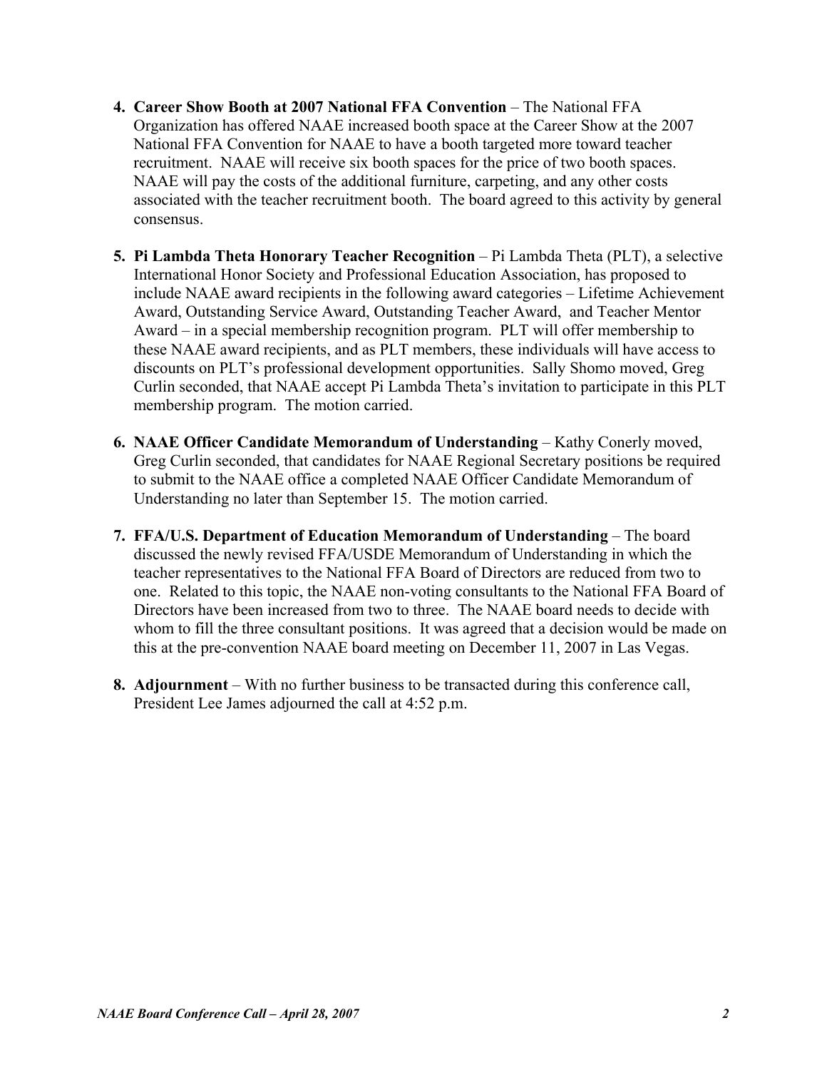4. **Career Show Booth at 2007 National FFA Convention** – The National FFA Organization has offered NAAE increased booth space at the Career Show at the 2007 National FFA Convention for NAAE to have a booth targeted more toward teacher recruitment. NAAE will receive six booth spaces for the price of two booth spaces. NAAE will pay the costs of the additional furniture, carpeting, and any other costs associated with the teacher recruitment booth. The board agreed to this activity by general consensus.

5. **Pi Lambda Theta Honorary Teacher Recognition** – Pi Lambda Theta (PLT), a selective International Honor Society and Professional Education Association, has proposed to include NAAE award recipients in the following award categories – Lifetime Achievement Award, Outstanding Service Award, Outstanding Teacher Award, and Teacher Mentor Award – in a special membership recognition program. PLT will offer membership to these NAAE award recipients, and as PLT members, these individuals will have access to discounts on PLT's professional development opportunities. Sally Shomo moved, Greg Curlin seconded, that NAAE accept Pi Lambda Theta's invitation to participate in this PLT membership program. The motion carried.

6. **NAAE Officer Candidate Memorandum of Understanding** – Kathy Conerly moved, Greg Curlin seconded, that candidates for NAAE Regional Secretary positions be required to submit to the NAAE office a completed NAAE Officer Candidate Memorandum of Understanding no later than September 15. The motion carried.

7. **FFA/U.S. Department of Education Memorandum of Understanding** – The board discussed the newly revised FFA/USDE Memorandum of Understanding in which the teacher representatives to the National FFA Board of Directors are reduced from two to one. Related to this topic, the NAAE non-voting consultants to the National FFA Board of Directors have been increased from two to three. The NAAE board needs to decide with whom to fill the three consultant positions. It was agreed that a decision would be made on this at the pre-convention NAAE board meeting on December 11, 2007 in Las Vegas.

8. **Adjournment** – With no further business to be transacted during this conference call, President Lee James adjourned the call at 4:52 p.m.